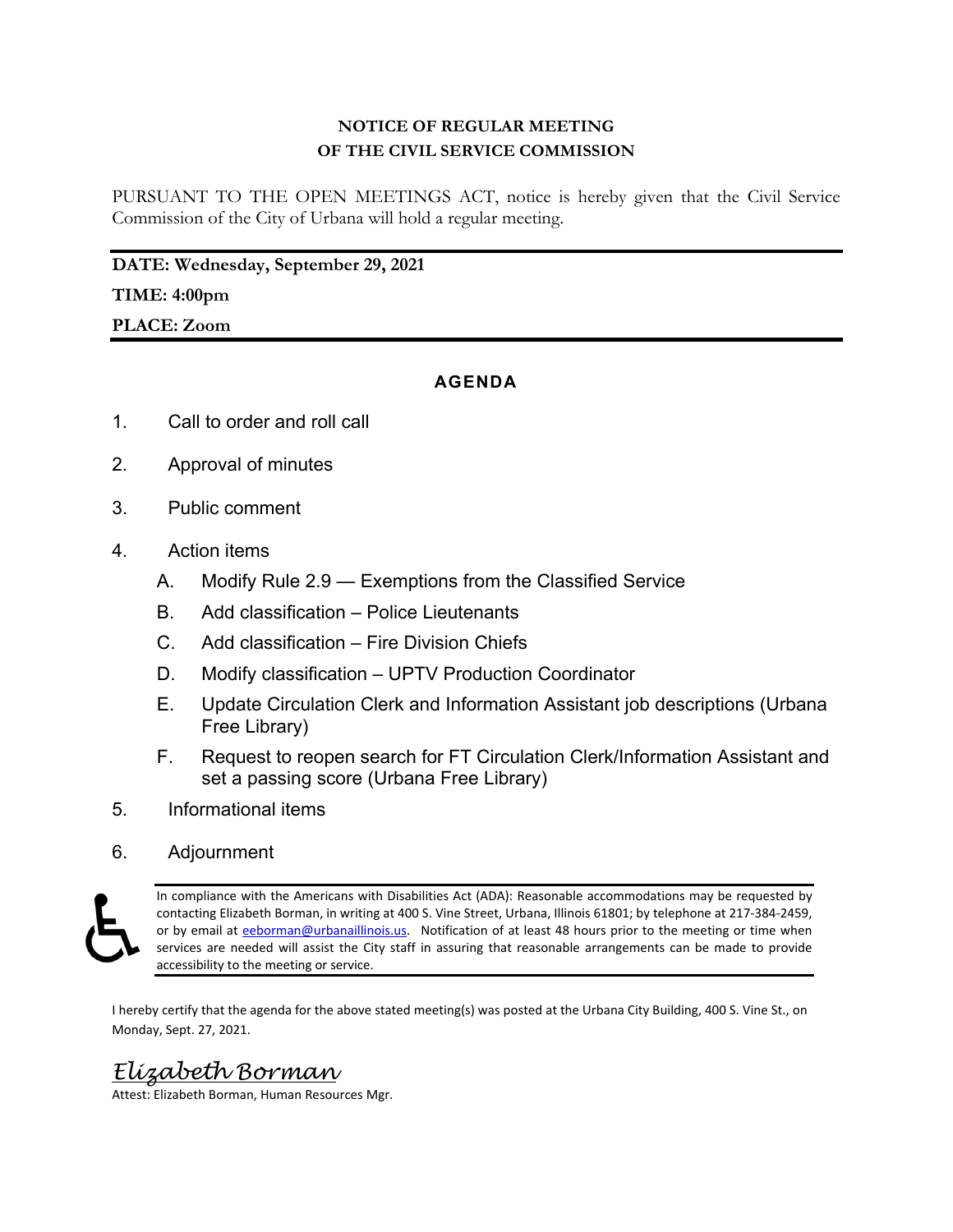**NOTICE OF REGULAR MEETING**
**OF THE CIVIL SERVICE COMMISSION**

PURSUANT TO THE OPEN MEETINGS ACT, notice is hereby given that the Civil Service Commission of the City of Urbana will hold a regular meeting.

---

**DATE: Wednesday, September 29, 2021**

**TIME: 4:00pm**

**PLACE: Zoom**

---

## AGENDA

1. Call to order and roll call
2. Approval of minutes
3. Public comment
4. Action items
   - A. Modify Rule 2.9 — Exemptions from the Classified Service
   - B. Add classification – Police Lieutenants
   - C. Add classification – Fire Division Chiefs
   - D. Modify classification – UPTV Production Coordinator
   - E. Update Circulation Clerk and Information Assistant job descriptions (Urbana Free Library)
   - F. Request to reopen search for FT Circulation Clerk/Information Assistant and set a passing score (Urbana Free Library)
5. Informational items
6. Adjournment

In compliance with the Americans with Disabilities Act (ADA): Reasonable accommodations may be requested by contacting Elizabeth Borman, in writing at 400 S. Vine Street, Urbana, Illinois 61801; by telephone at 217-384-2459, or by email at eeborman@urbanaillinois.us. Notification of at least 48 hours prior to the meeting or time when services are needed will assist the City staff in assuring that reasonable arrangements can be made to provide accessibility to the meeting or service.

I hereby certify that the agenda for the above stated meeting(s) was posted at the Urbana City Building, 400 S. Vine St., on Monday, Sept. 27, 2021.

*Elizabeth Borman*
Attest: Elizabeth Borman, Human Resources Mgr.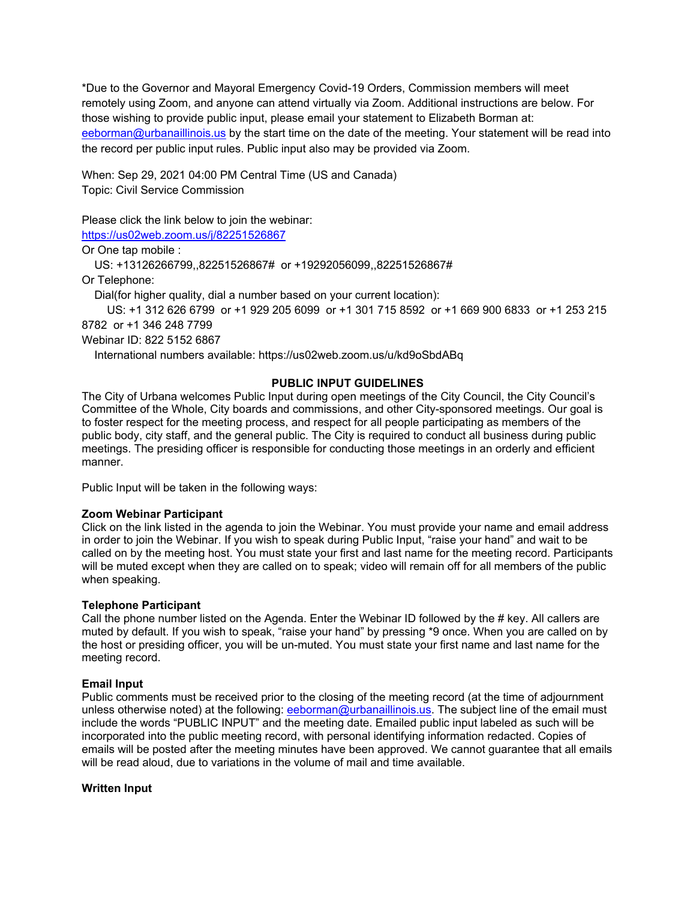*Due to the Governor and Mayoral Emergency Covid-19 Orders, Commission members will meet remotely using Zoom, and anyone can attend virtually via Zoom. Additional instructions are below. For those wishing to provide public input, please email your statement to Elizabeth Borman at: eeborman@urbanaillinois.us by the start time on the date of the meeting. Your statement will be read into the record per public input rules. Public input also may be provided via Zoom.

When: Sep 29, 2021 04:00 PM Central Time (US and Canada)
Topic: Civil Service Commission

Please click the link below to join the webinar:
https://us02web.zoom.us/j/82251526867
Or One tap mobile :
US: +13126266799,,82251526867# or +19292056099,,82251526867#
Or Telephone:
Dial(for higher quality, dial a number based on your current location):
US: +1 312 626 6799 or +1 929 205 6099 or +1 301 715 8592 or +1 669 900 6833 or +1 253 215 8782 or +1 346 248 7799
Webinar ID: 822 5152 6867
International numbers available: https://us02web.zoom.us/u/kd9oSbdABq

## PUBLIC INPUT GUIDELINES

The City of Urbana welcomes Public Input during open meetings of the City Council, the City Council's Committee of the Whole, City boards and commissions, and other City-sponsored meetings. Our goal is to foster respect for the meeting process, and respect for all people participating as members of the public body, city staff, and the general public. The City is required to conduct all business during public meetings. The presiding officer is responsible for conducting those meetings in an orderly and efficient manner.

Public Input will be taken in the following ways:

**Zoom Webinar Participant**
Click on the link listed in the agenda to join the Webinar. You must provide your name and email address in order to join the Webinar. If you wish to speak during Public Input, "raise your hand" and wait to be called on by the meeting host. You must state your first and last name for the meeting record. Participants will be muted except when they are called on to speak; video will remain off for all members of the public when speaking.

**Telephone Participant**
Call the phone number listed on the Agenda. Enter the Webinar ID followed by the # key. All callers are muted by default. If you wish to speak, "raise your hand" by pressing *9 once. When you are called on by the host or presiding officer, you will be un-muted. You must state your first name and last name for the meeting record.

**Email Input**
Public comments must be received prior to the closing of the meeting record (at the time of adjournment unless otherwise noted) at the following: eeborman@urbanaillinois.us. The subject line of the email must include the words "PUBLIC INPUT" and the meeting date. Emailed public input labeled as such will be incorporated into the public meeting record, with personal identifying information redacted. Copies of emails will be posted after the meeting minutes have been approved. We cannot guarantee that all emails will be read aloud, due to variations in the volume of mail and time available.

**Written Input**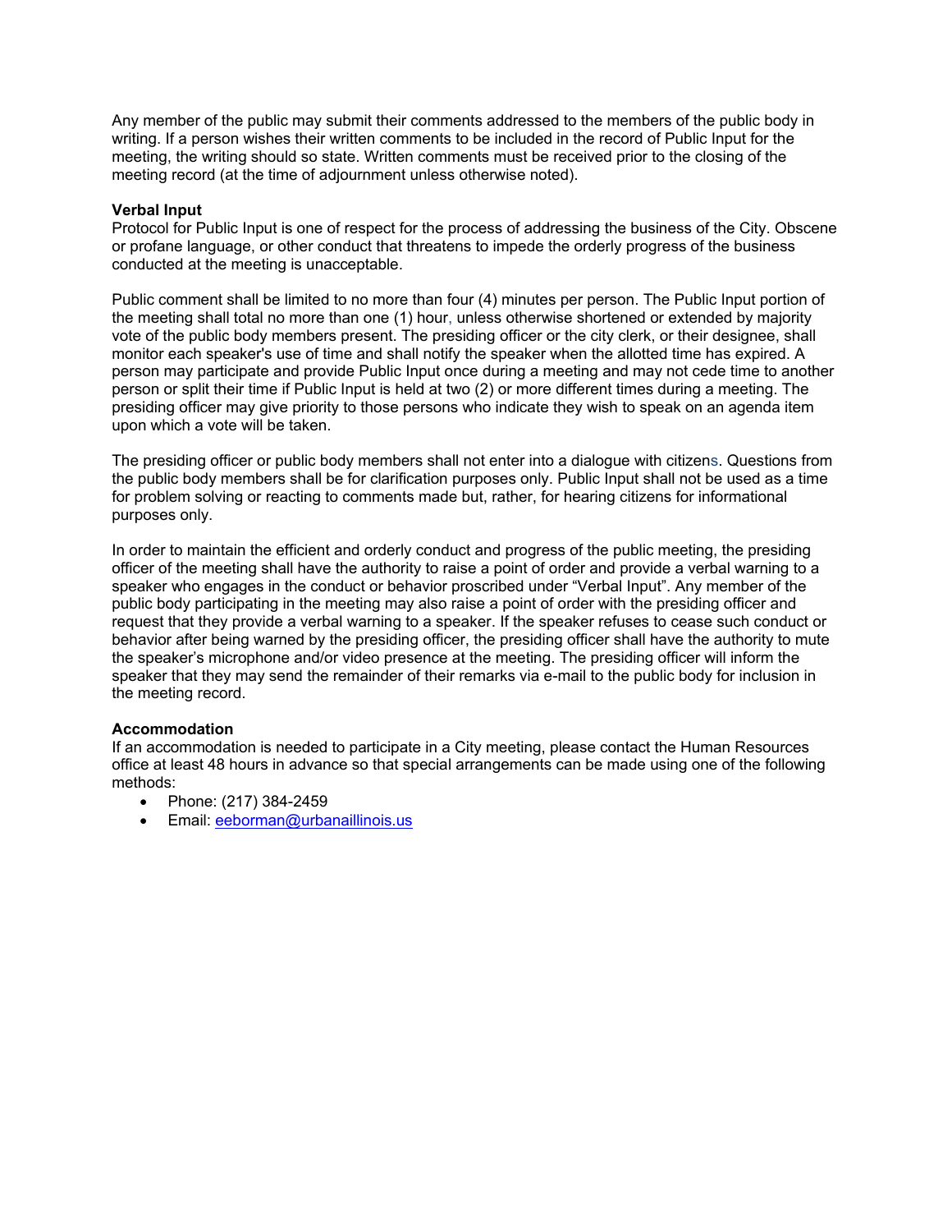Any member of the public may submit their comments addressed to the members of the public body in writing. If a person wishes their written comments to be included in the record of Public Input for the meeting, the writing should so state. Written comments must be received prior to the closing of the meeting record (at the time of adjournment unless otherwise noted).

**Verbal Input**

Protocol for Public Input is one of respect for the process of addressing the business of the City. Obscene or profane language, or other conduct that threatens to impede the orderly progress of the business conducted at the meeting is unacceptable.

Public comment shall be limited to no more than four (4) minutes per person. The Public Input portion of the meeting shall total no more than one (1) hour, unless otherwise shortened or extended by majority vote of the public body members present. The presiding officer or the city clerk, or their designee, shall monitor each speaker's use of time and shall notify the speaker when the allotted time has expired. A person may participate and provide Public Input once during a meeting and may not cede time to another person or split their time if Public Input is held at two (2) or more different times during a meeting. The presiding officer may give priority to those persons who indicate they wish to speak on an agenda item upon which a vote will be taken.

The presiding officer or public body members shall not enter into a dialogue with citizens. Questions from the public body members shall be for clarification purposes only. Public Input shall not be used as a time for problem solving or reacting to comments made but, rather, for hearing citizens for informational purposes only.

In order to maintain the efficient and orderly conduct and progress of the public meeting, the presiding officer of the meeting shall have the authority to raise a point of order and provide a verbal warning to a speaker who engages in the conduct or behavior proscribed under "Verbal Input". Any member of the public body participating in the meeting may also raise a point of order with the presiding officer and request that they provide a verbal warning to a speaker. If the speaker refuses to cease such conduct or behavior after being warned by the presiding officer, the presiding officer shall have the authority to mute the speaker's microphone and/or video presence at the meeting. The presiding officer will inform the speaker that they may send the remainder of their remarks via e-mail to the public body for inclusion in the meeting record.

**Accommodation**

If an accommodation is needed to participate in a City meeting, please contact the Human Resources office at least 48 hours in advance so that special arrangements can be made using one of the following methods:

- Phone: (217) 384-2459
- Email: eeborman@urbanaillinois.us